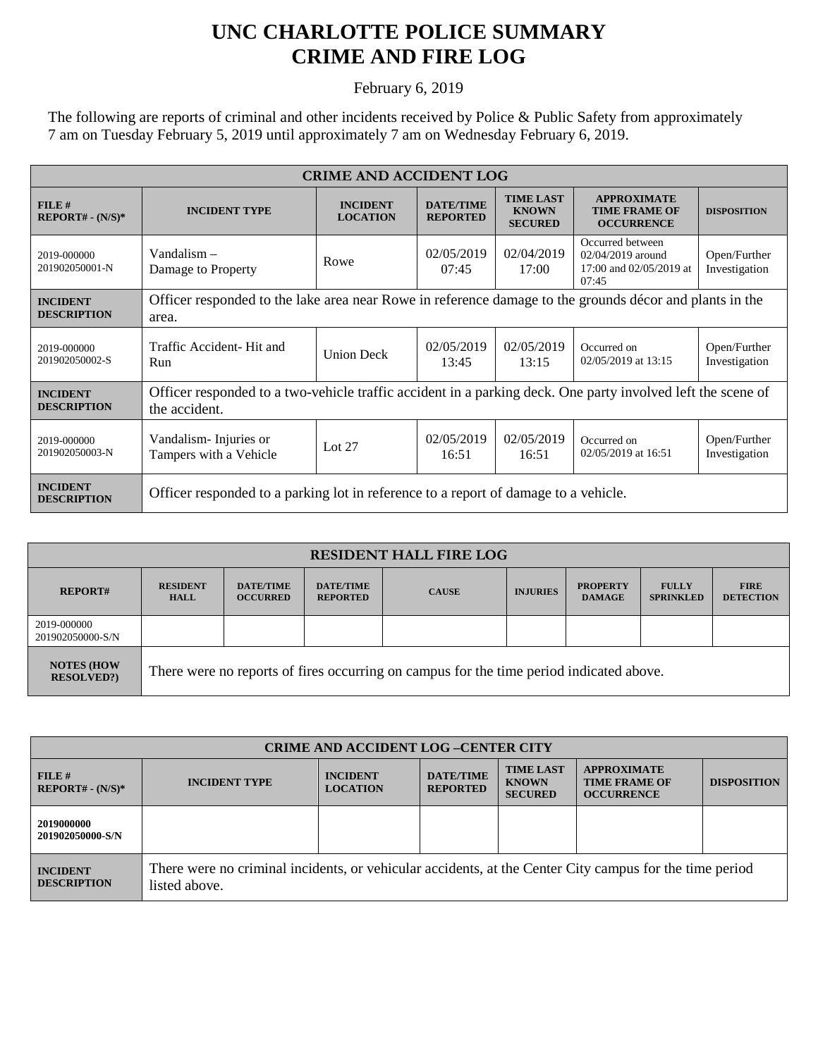# UNC CHARLOTTE POLICE SUMMARY
# CRIME AND FIRE LOG

February 6, 2019

The following are reports of criminal and other incidents received by Police & Public Safety from approximately 7 am on Tuesday February 5, 2019 until approximately 7 am on Wednesday February 6, 2019.

| CRIME AND ACCIDENT LOG | | | | | | |
|---|---|---|---|---|---|---|
| **FILE # REPORT# - (N/S)*** | **INCIDENT TYPE** | **INCIDENT LOCATION** | **DATE/TIME REPORTED** | **TIME LAST KNOWN SECURED** | **APPROXIMATE TIME FRAME OF OCCURRENCE** | **DISPOSITION** |
| 2019-000000 201902050001-N | Vandalism – Damage to Property | Rowe | 02/05/2019 07:45 | 02/04/2019 17:00 | Occurred between 02/04/2019 around 17:00 and 02/05/2019 at 07:45 | Open/Further Investigation |
| **INCIDENT DESCRIPTION** | Officer responded to the lake area near Rowe in reference damage to the grounds décor and plants in the area. | | | | | |
| 2019-000000 201902050002-S | Traffic Accident- Hit and Run | Union Deck | 02/05/2019 13:45 | 02/05/2019 13:15 | Occurred on 02/05/2019 at 13:15 | Open/Further Investigation |
| **INCIDENT DESCRIPTION** | Officer responded to a two-vehicle traffic accident in a parking deck. One party involved left the scene of the accident. | | | | | |
| 2019-000000 201902050003-N | Vandalism- Injuries or Tampers with a Vehicle | Lot 27 | 02/05/2019 16:51 | 02/05/2019 16:51 | Occurred on 02/05/2019 at 16:51 | Open/Further Investigation |
| **INCIDENT DESCRIPTION** | Officer responded to a parking lot in reference to a report of damage to a vehicle. | | | | | |

| RESIDENT HALL FIRE LOG | | | | | | | | |
|---|---|---|---|---|---|---|---|---|
| **REPORT#** | **RESIDENT HALL** | **DATE/TIME OCCURRED** | **DATE/TIME REPORTED** | **CAUSE** | **INJURIES** | **PROPERTY DAMAGE** | **FULLY SPRINKLED** | **FIRE DETECTION** |
| 2019-000000 201902050000-S/N | | | | | | | | |
| **NOTES (HOW RESOLVED?)** | There were no reports of fires occurring on campus for the time period indicated above. | | | | | | | |

| CRIME AND ACCIDENT LOG –CENTER CITY | | | | | | |
|---|---|---|---|---|---|---|
| **FILE # REPORT# - (N/S)*** | **INCIDENT TYPE** | **INCIDENT LOCATION** | **DATE/TIME REPORTED** | **TIME LAST KNOWN SECURED** | **APPROXIMATE TIME FRAME OF OCCURRENCE** | **DISPOSITION** |
| **2019000000 201902050000-S/N** | | | | | | |
| **INCIDENT DESCRIPTION** | There were no criminal incidents, or vehicular accidents, at the Center City campus for the time period listed above. | | | | | |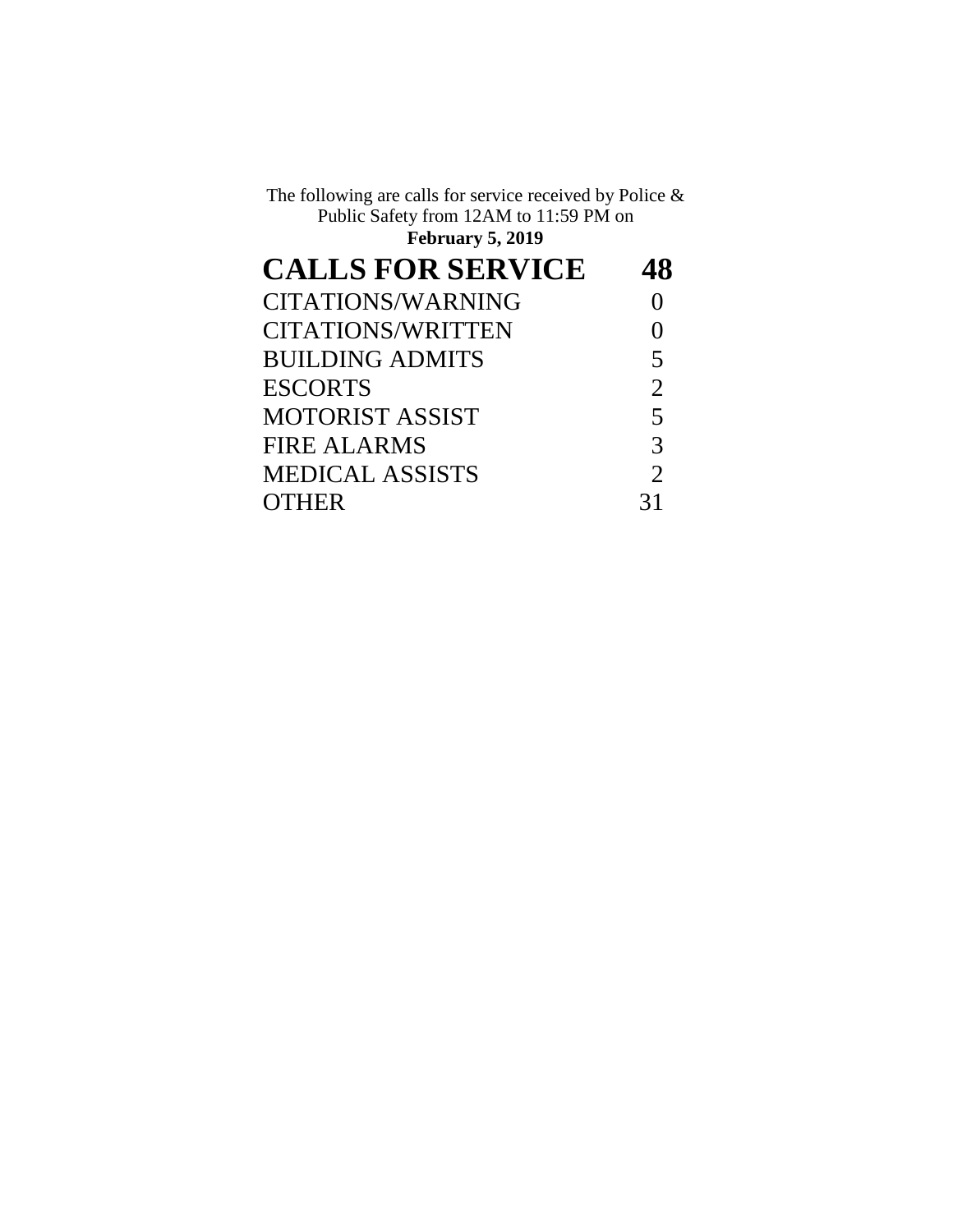The following are calls for service received by Police & Public Safety from 12AM to 11:59 PM on

**February 5, 2019**

| | |
|---|---|
| **CALLS FOR SERVICE** | **48** |
| CITATIONS/WARNING | 0 |
| CITATIONS/WRITTEN | 0 |
| BUILDING ADMITS | 5 |
| ESCORTS | 2 |
| MOTORIST ASSIST | 5 |
| FIRE ALARMS | 3 |
| MEDICAL ASSISTS | 2 |
| OTHER | 31 |